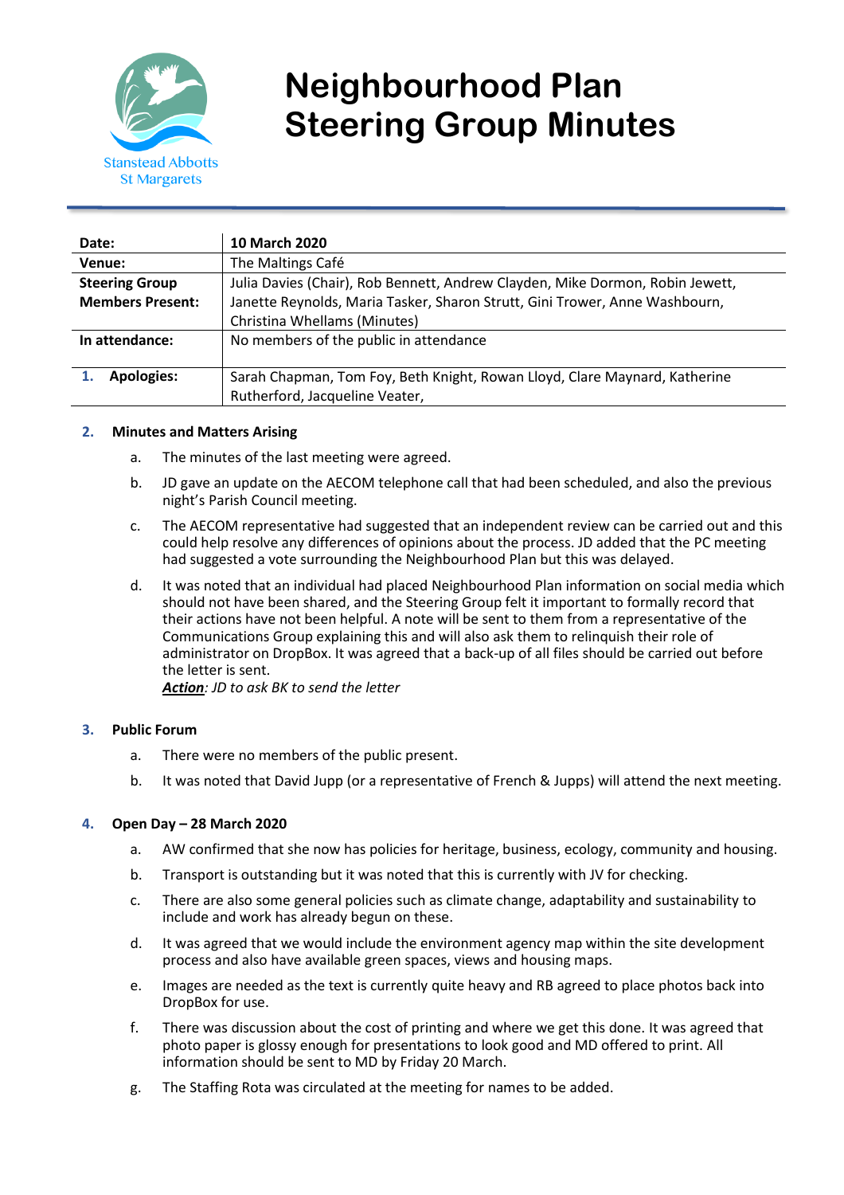Stanstead Abbotts
St Margarets

# Neighbourhood Plan Steering Group Minutes

| **Date:** | **10 March 2020** |
|---|---|
| **Venue:** | The Maltings Café |
| **Steering Group Members Present:** | Julia Davies (Chair), Rob Bennett, Andrew Clayden, Mike Dormon, Robin Jewett, Janette Reynolds, Maria Tasker, Sharon Strutt, Gini Trower, Anne Washbourn, Christina Whellams (Minutes) |
| **In attendance:** | No members of the public in attendance |
| **1. Apologies:** | Sarah Chapman, Tom Foy, Beth Knight, Rowan Lloyd, Clare Maynard, Katherine Rutherford, Jacqueline Veater, |

**2. Minutes and Matters Arising**

a. The minutes of the last meeting were agreed.

b. JD gave an update on the AECOM telephone call that had been scheduled, and also the previous night's Parish Council meeting.

c. The AECOM representative had suggested that an independent review can be carried out and this could help resolve any differences of opinions about the process. JD added that the PC meeting had suggested a vote surrounding the Neighbourhood Plan but this was delayed.

d. It was noted that an individual had placed Neighbourhood Plan information on social media which should not have been shared, and the Steering Group felt it important to formally record that their actions have not been helpful. A note will be sent to them from a representative of the Communications Group explaining this and will also ask them to relinquish their role of administrator on DropBox. It was agreed that a back-up of all files should be carried out before the letter is sent.
*__Action__: JD to ask BK to send the letter*

**3. Public Forum**

a. There were no members of the public present.

b. It was noted that David Jupp (or a representative of French & Jupps) will attend the next meeting.

**4. Open Day – 28 March 2020**

a. AW confirmed that she now has policies for heritage, business, ecology, community and housing.

b. Transport is outstanding but it was noted that this is currently with JV for checking.

c. There are also some general policies such as climate change, adaptability and sustainability to include and work has already begun on these.

d. It was agreed that we would include the environment agency map within the site development process and also have available green spaces, views and housing maps.

e. Images are needed as the text is currently quite heavy and RB agreed to place photos back into DropBox for use.

f. There was discussion about the cost of printing and where we get this done. It was agreed that photo paper is glossy enough for presentations to look good and MD offered to print. All information should be sent to MD by Friday 20 March.

g. The Staffing Rota was circulated at the meeting for names to be added.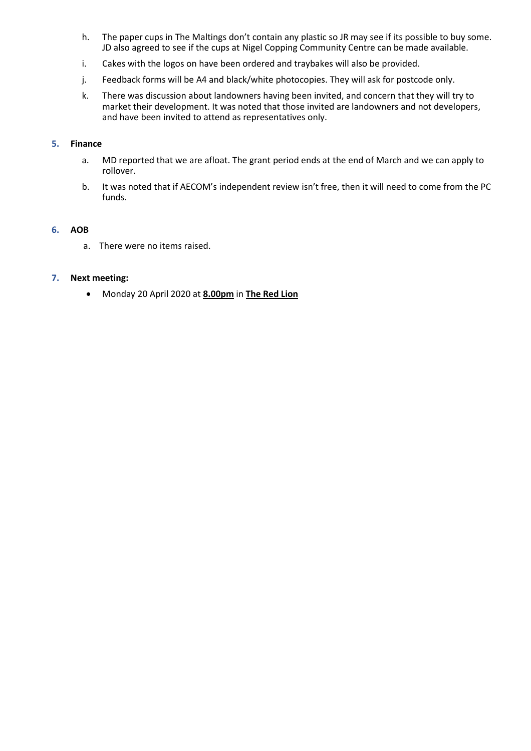h. The paper cups in The Maltings don't contain any plastic so JR may see if its possible to buy some. JD also agreed to see if the cups at Nigel Copping Community Centre can be made available.

i. Cakes with the logos on have been ordered and traybakes will also be provided.

j. Feedback forms will be A4 and black/white photocopies. They will ask for postcode only.

k. There was discussion about landowners having been invited, and concern that they will try to market their development. It was noted that those invited are landowners and not developers, and have been invited to attend as representatives only.

**5. Finance**

a. MD reported that we are afloat. The grant period ends at the end of March and we can apply to rollover.

b. It was noted that if AECOM's independent review isn't free, then it will need to come from the PC funds.

**6. AOB**

a. There were no items raised.

**7. Next meeting:**

- Monday 20 April 2020 at **8.00pm** in **The Red Lion**